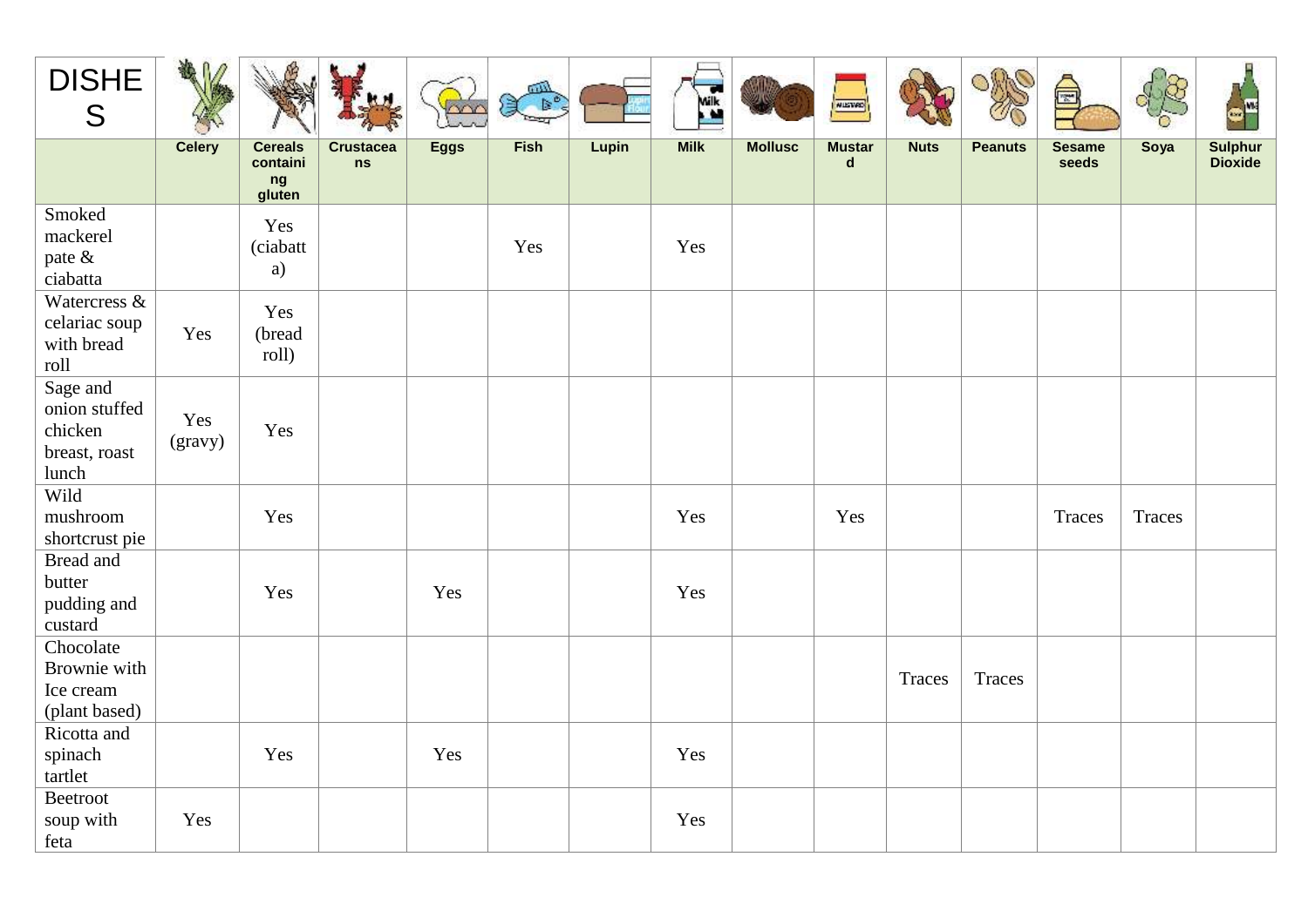| DISHES | Celery | Cereals containing gluten | Crustaceans | Eggs | Fish | Lupin | Milk | Mollusc | Mustard | Nuts | Peanuts | Sesame seeds | Soya | Sulphur Dioxide |
|---|---|---|---|---|---|---|---|---|---|---|---|---|---|---|
| Smoked mackerel pate & ciabatta | | Yes (ciabatta) | | | Yes | | Yes | | | | | | | |
| Watercress & celariac soup with bread roll | Yes | Yes (bread roll) | | | | | | | | | | | | |
| Sage and onion stuffed chicken breast, roast lunch | Yes (gravy) | Yes | | | | | | | | | | | | |
| Wild mushroom shortcrust pie | | Yes | | | | | Yes | | Yes | | | Traces | Traces | |
| Bread and butter pudding and custard | | Yes | | Yes | | | Yes | | | | | | | |
| Chocolate Brownie with Ice cream (plant based) | | | | | | | | | | Traces | Traces | | | |
| Ricotta and spinach tartlet | | Yes | | Yes | | | Yes | | | | | | | |
| Beetroot soup with feta | Yes | | | | | | Yes | | | | | | | |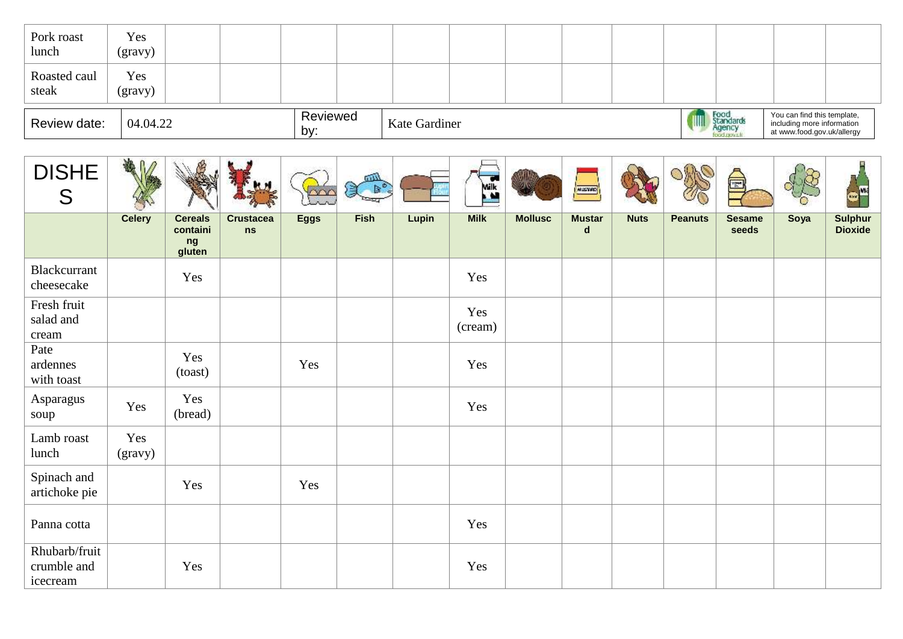| Pork roast lunch | Yes (gravy) | | | | | | | | | | | | | |
|---|---|---|---|---|---|---|---|---|---|---|---|---|---|---|
| Roasted caul steak | Yes (gravy) | | | | | | | | | | | | | |

| Review date: | 04.04.22 | Reviewed by: | Kate Gardiner | Food Standards Agency food.gov.uk | You can find this template, including more information at www.food.gov.uk/allergy |
|---|---|---|---|---|---|

| DISHES | Celery | Cereals containing gluten | Crustaceans | Eggs | Fish | Lupin | Milk | Mollusc | Mustard | Nuts | Peanuts | Sesame seeds | Soya | Sulphur Dioxide |
|---|---|---|---|---|---|---|---|---|---|---|---|---|---|---|
| Blackcurrant cheesecake | | Yes | | | | | Yes | | | | | | | |
| Fresh fruit salad and cream | | | | | | | Yes (cream) | | | | | | | |
| Pate ardennes with toast | | Yes (toast) | | Yes | | | Yes | | | | | | | |
| Asparagus soup | Yes | Yes (bread) | | | | | Yes | | | | | | | |
| Lamb roast lunch | Yes (gravy) | | | | | | | | | | | | | |
| Spinach and artichoke pie | | Yes | | Yes | | | | | | | | | | |
| Panna cotta | | | | | | | Yes | | | | | | | |
| Rhubarb/fruit crumble and icecream | | Yes | | | | | Yes | | | | | | | |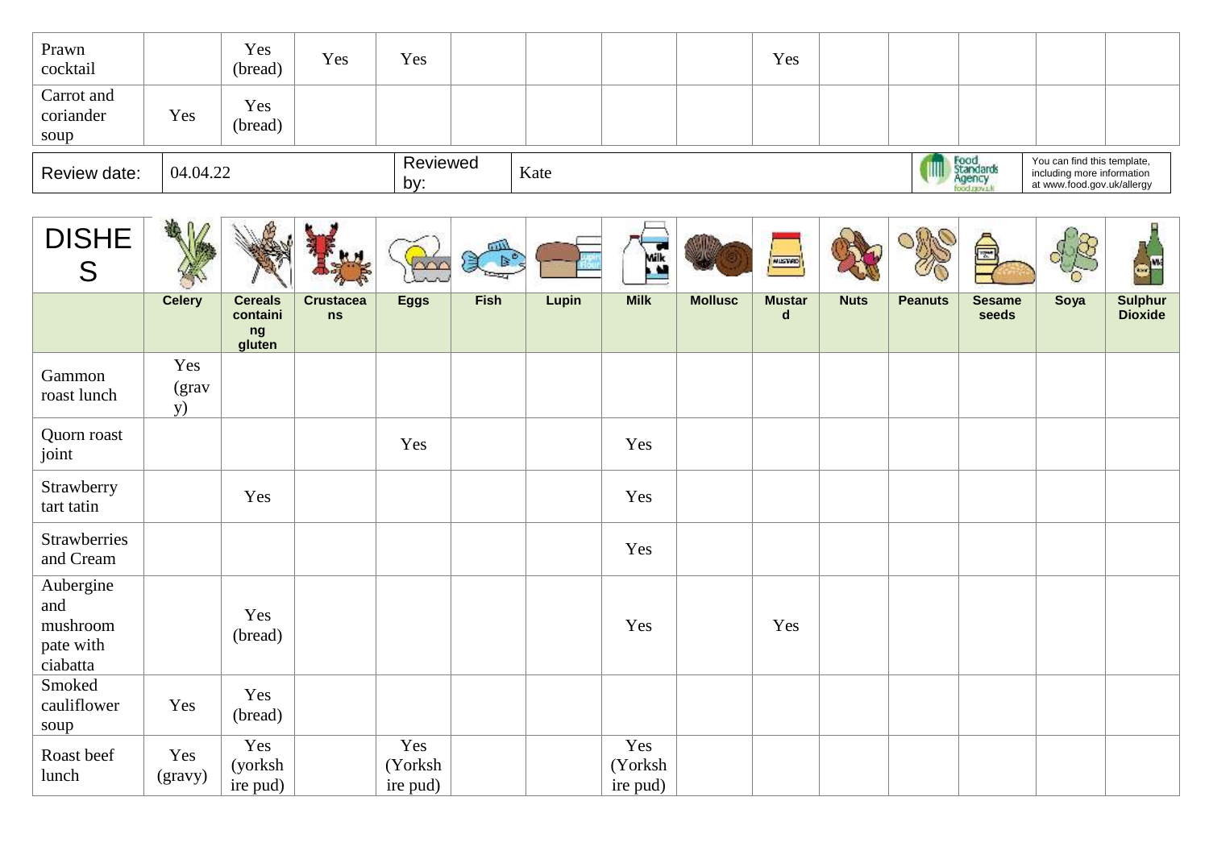| Prawn cocktail | | Yes (bread) | Yes | Yes | | | | | Yes | | | | | |
|---|---|---|---|---|---|---|---|---|---|---|---|---|---|---|
| Carrot and coriander soup | Yes | Yes (bread) | | | | | | | | | | | | |

| Review date: | 04.04.22 | Reviewed by: | Kate | You can find this template, including more information at www.food.gov.uk/allergy |
|---|---|---|---|---|

| DISHES | Celery | Cereals containing gluten | Crustaceans | Eggs | Fish | Lupin | Milk | Mollusc | Mustard | Nuts | Peanuts | Sesame seeds | Soya | Sulphur Dioxide |
|---|---|---|---|---|---|---|---|---|---|---|---|---|---|---|
| Gammon roast lunch | Yes (gravy) | | | | | | | | | | | | | |
| Quorn roast joint | | | | Yes | | | Yes | | | | | | | |
| Strawberry tart tatin | | Yes | | | | | Yes | | | | | | | |
| Strawberries and Cream | | | | | | | Yes | | | | | | | |
| Aubergine and mushroom pate with ciabatta | | Yes (bread) | | | | | Yes | | Yes | | | | | |
| Smoked cauliflower soup | Yes | Yes (bread) | | | | | | | | | | | | |
| Roast beef lunch | Yes (gravy) | Yes (yorkshire pud) | | Yes (Yorkshire pud) | | | Yes (Yorkshire pud) | | | | | | | |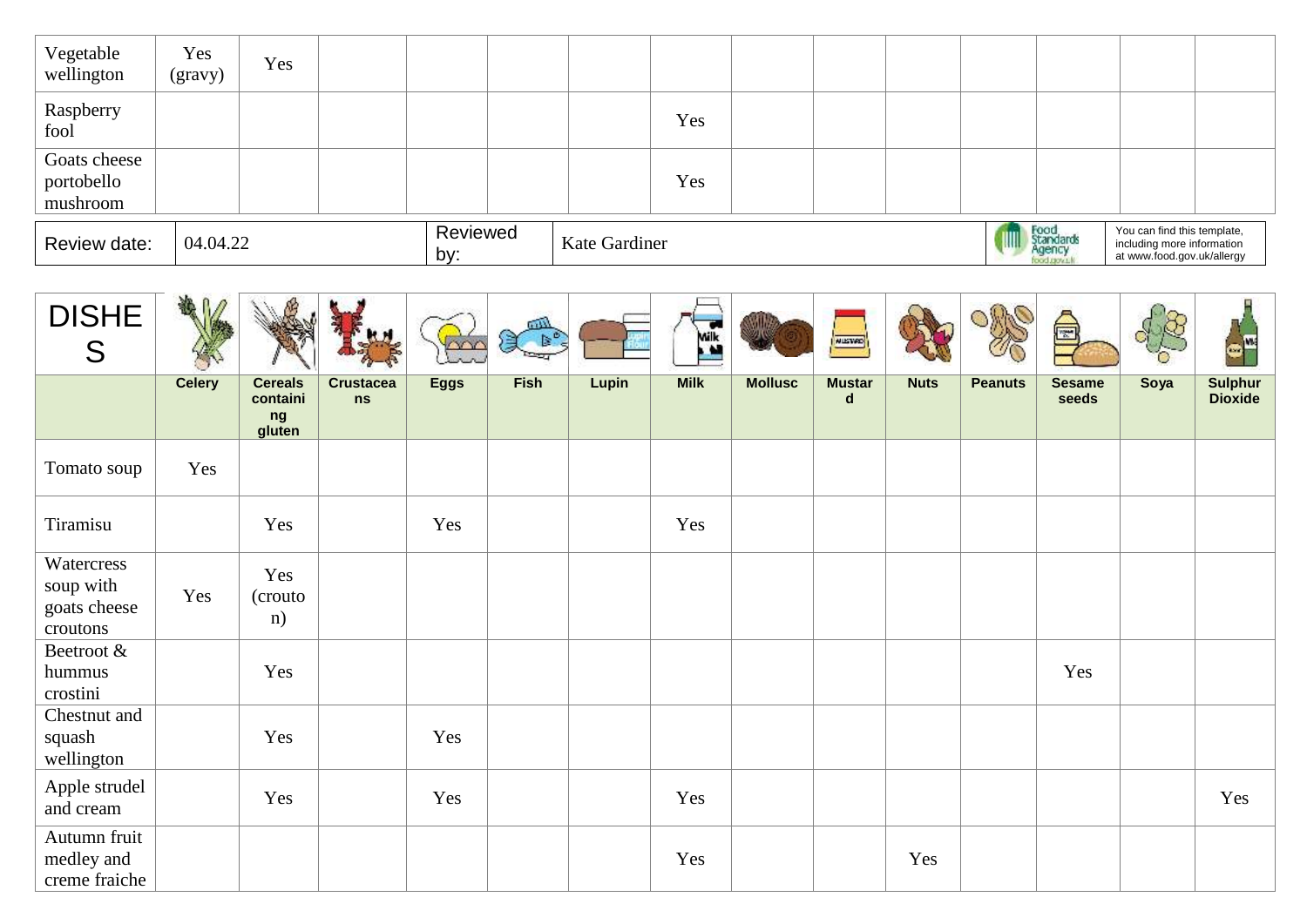| Vegetable wellington | Yes (gravy) | Yes | | | | | | | | | | | | |
|---|---|---|---|---|---|---|---|---|---|---|---|---|---|---|
| Raspberry fool | | | | | | | Yes | | | | | | | |
| Goats cheese portobello mushroom | | | | | | | Yes | | | | | | | |

| Review date: | 04.04.22 | Reviewed by: | Kate Gardiner | Food Standards Agency food.gov.uk | You can find this template, including more information at www.food.gov.uk/allergy |
|---|---|---|---|---|---|

| DISHES | Celery | Cereals containing gluten | Crustaceans | Eggs | Fish | Lupin | Milk | Mollusc | Mustard | Nuts | Peanuts | Sesame seeds | Soya | Sulphur Dioxide |
|---|---|---|---|---|---|---|---|---|---|---|---|---|---|---|
| Tomato soup | Yes | | | | | | | | | | | | | |
| Tiramisu | | Yes | | Yes | | | Yes | | | | | | | |
| Watercress soup with goats cheese croutons | Yes | Yes (crouton) | | | | | | | | | | | | |
| Beetroot & hummus crostini | | Yes | | | | | | | | | | Yes | | |
| Chestnut and squash wellington | | Yes | | Yes | | | | | | | | | | |
| Apple strudel and cream | | Yes | | Yes | | | Yes | | | | | | | Yes |
| Autumn fruit medley and creme fraiche | | | | | | | Yes | | | Yes | | | | |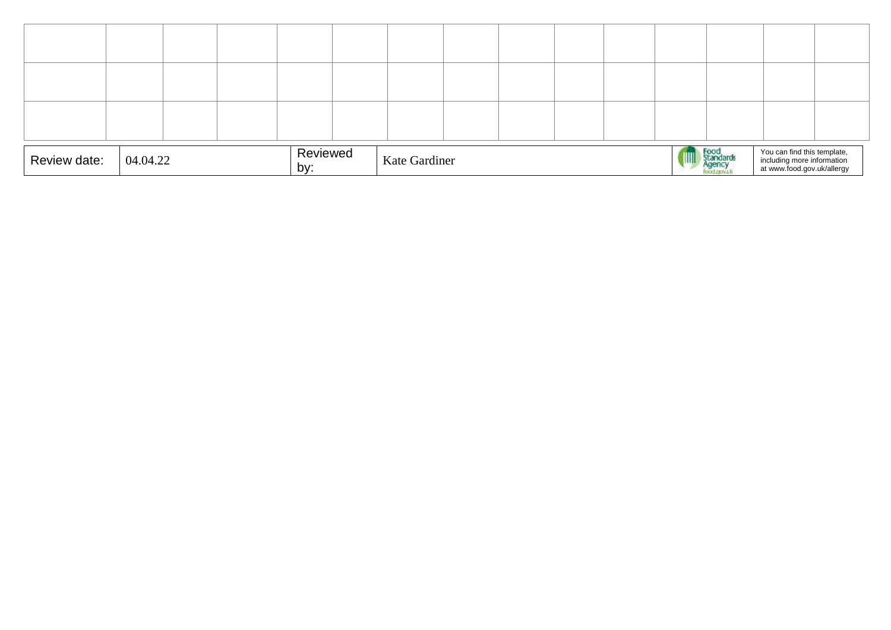| | | | | | | | | | | | | | | |
|---|---|---|---|---|---|---|---|---|---|---|---|---|---|---|
| | | | | | | | | | | | | | | |
| | | | | | | | | | | | | | | |
| | | | | | | | | | | | | | | |

| | | | | | |
|---|---|---|---|---|---|
| Review date: | 04.04.22 | Reviewed by: | Kate Gardiner | Food Standards Agency food.gov.uk | You can find this template, including more information at www.food.gov.uk/allergy |